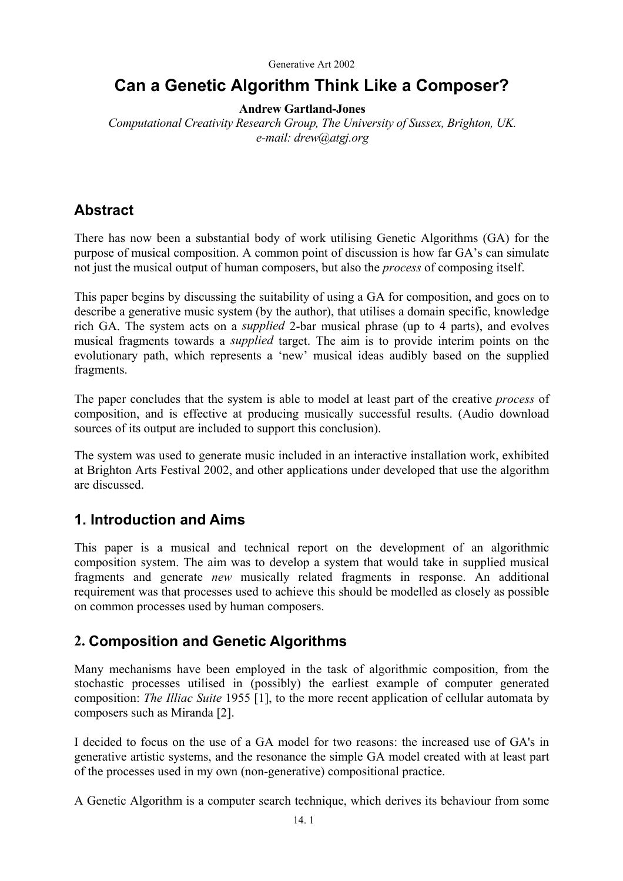Generative Art 2002

# Can a Genetic Algorithm Think Like a Composer?

**Andrew Gartland-Jones**

*Computational Creativity Research Group, The University of Sussex, Brighton, UK.*
*e-mail: drew@atgj.org*

## Abstract

There has now been a substantial body of work utilising Genetic Algorithms (GA) for the purpose of musical composition. A common point of discussion is how far GA's can simulate not just the musical output of human composers, but also the *process* of composing itself.

This paper begins by discussing the suitability of using a GA for composition, and goes on to describe a generative music system (by the author), that utilises a domain specific, knowledge rich GA. The system acts on a *supplied* 2-bar musical phrase (up to 4 parts), and evolves musical fragments towards a *supplied* target. The aim is to provide interim points on the evolutionary path, which represents a 'new' musical ideas audibly based on the supplied fragments.

The paper concludes that the system is able to model at least part of the creative *process* of composition, and is effective at producing musically successful results. (Audio download sources of its output are included to support this conclusion).

The system was used to generate music included in an interactive installation work, exhibited at Brighton Arts Festival 2002, and other applications under developed that use the algorithm are discussed.

## 1. Introduction and Aims

This paper is a musical and technical report on the development of an algorithmic composition system. The aim was to develop a system that would take in supplied musical fragments and generate *new* musically related fragments in response. An additional requirement was that processes used to achieve this should be modelled as closely as possible on common processes used by human composers.

## 2. Composition and Genetic Algorithms

Many mechanisms have been employed in the task of algorithmic composition, from the stochastic processes utilised in (possibly) the earliest example of computer generated composition: *The Illiac Suite* 1955 [1], to the more recent application of cellular automata by composers such as Miranda [2].

I decided to focus on the use of a GA model for two reasons: the increased use of GA's in generative artistic systems, and the resonance the simple GA model created with at least part of the processes used in my own (non-generative) compositional practice.

A Genetic Algorithm is a computer search technique, which derives its behaviour from some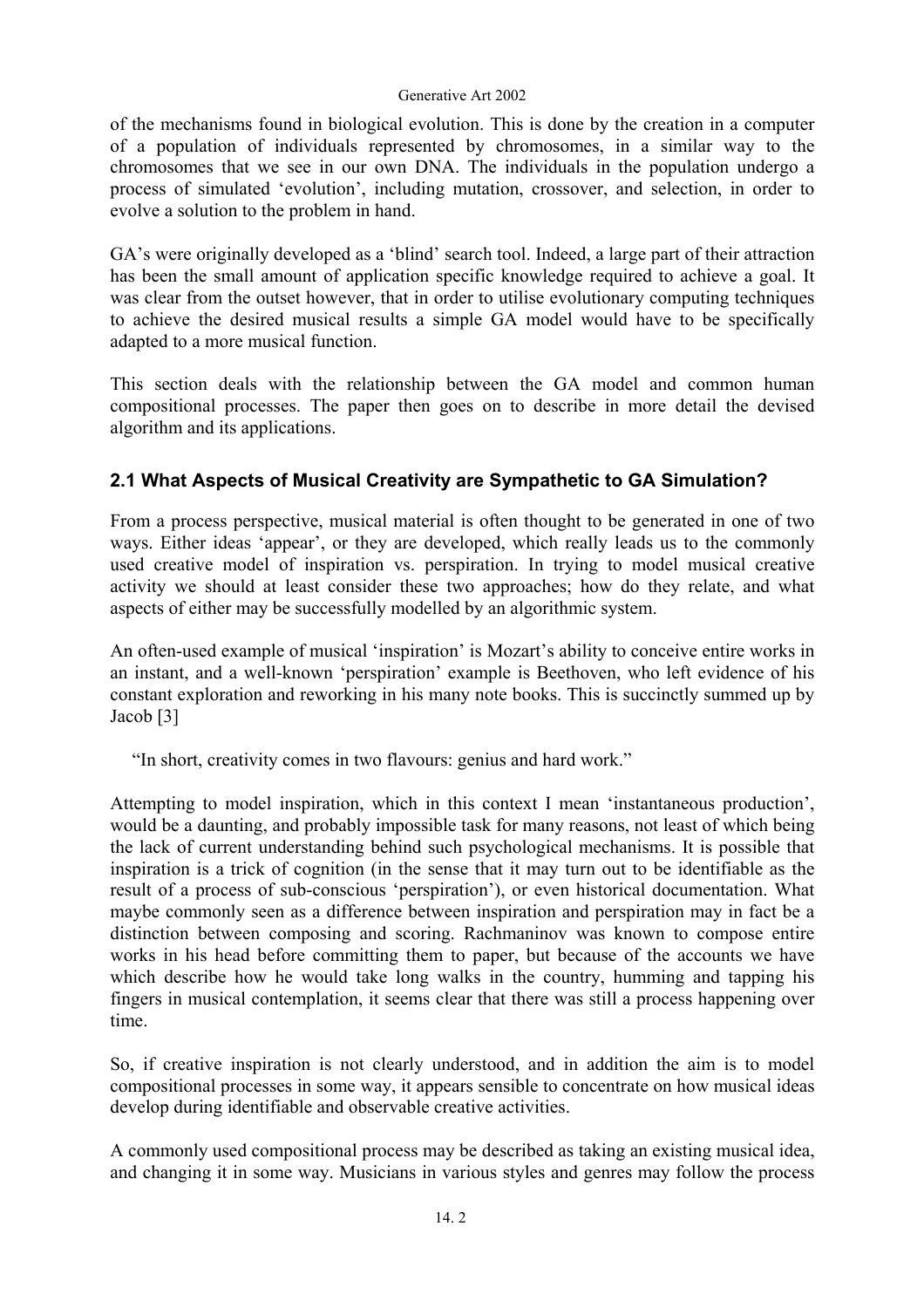of the mechanisms found in biological evolution. This is done by the creation in a computer of a population of individuals represented by chromosomes, in a similar way to the chromosomes that we see in our own DNA. The individuals in the population undergo a process of simulated 'evolution', including mutation, crossover, and selection, in order to evolve a solution to the problem in hand.

GA's were originally developed as a 'blind' search tool. Indeed, a large part of their attraction has been the small amount of application specific knowledge required to achieve a goal. It was clear from the outset however, that in order to utilise evolutionary computing techniques to achieve the desired musical results a simple GA model would have to be specifically adapted to a more musical function.

This section deals with the relationship between the GA model and common human compositional processes. The paper then goes on to describe in more detail the devised algorithm and its applications.

## 2.1 What Aspects of Musical Creativity are Sympathetic to GA Simulation?

From a process perspective, musical material is often thought to be generated in one of two ways. Either ideas 'appear', or they are developed, which really leads us to the commonly used creative model of inspiration vs. perspiration. In trying to model musical creative activity we should at least consider these two approaches; how do they relate, and what aspects of either may be successfully modelled by an algorithmic system.

An often-used example of musical 'inspiration' is Mozart's ability to conceive entire works in an instant, and a well-known 'perspiration' example is Beethoven, who left evidence of his constant exploration and reworking in his many note books. This is succinctly summed up by Jacob [3]

> "In short, creativity comes in two flavours: genius and hard work."

Attempting to model inspiration, which in this context I mean 'instantaneous production', would be a daunting, and probably impossible task for many reasons, not least of which being the lack of current understanding behind such psychological mechanisms. It is possible that inspiration is a trick of cognition (in the sense that it may turn out to be identifiable as the result of a process of sub-conscious 'perspiration'), or even historical documentation. What maybe commonly seen as a difference between inspiration and perspiration may in fact be a distinction between composing and scoring. Rachmaninov was known to compose entire works in his head before committing them to paper, but because of the accounts we have which describe how he would take long walks in the country, humming and tapping his fingers in musical contemplation, it seems clear that there was still a process happening over time.

So, if creative inspiration is not clearly understood, and in addition the aim is to model compositional processes in some way, it appears sensible to concentrate on how musical ideas develop during identifiable and observable creative activities.

A commonly used compositional process may be described as taking an existing musical idea, and changing it in some way. Musicians in various styles and genres may follow the process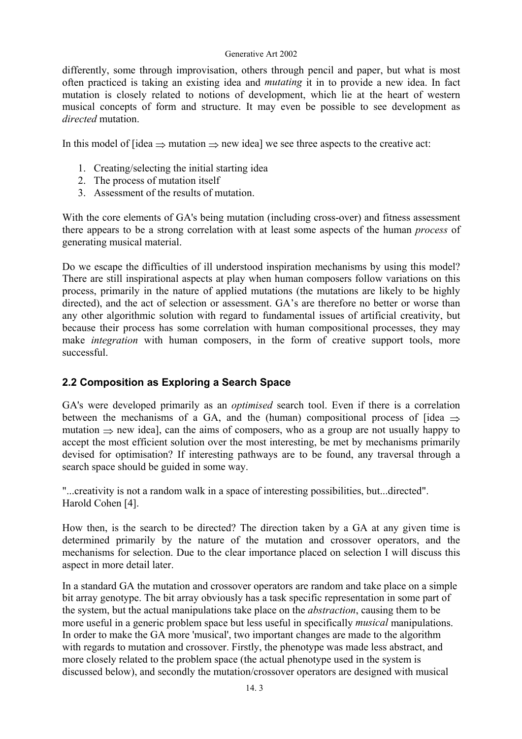differently, some through improvisation, others through pencil and paper, but what is most often practiced is taking an existing idea and *mutating* it in to provide a new idea. In fact mutation is closely related to notions of development, which lie at the heart of western musical concepts of form and structure. It may even be possible to see development as *directed* mutation.

In this model of [idea $\Rightarrow$ mutation $\Rightarrow$ new idea] we see three aspects to the creative act:

1. Creating/selecting the initial starting idea
2. The process of mutation itself
3. Assessment of the results of mutation.

With the core elements of GA's being mutation (including cross-over) and fitness assessment there appears to be a strong correlation with at least some aspects of the human *process* of generating musical material.

Do we escape the difficulties of ill understood inspiration mechanisms by using this model? There are still inspirational aspects at play when human composers follow variations on this process, primarily in the nature of applied mutations (the mutations are likely to be highly directed), and the act of selection or assessment. GA's are therefore no better or worse than any other algorithmic solution with regard to fundamental issues of artificial creativity, but because their process has some correlation with human compositional processes, they may make *integration* with human composers, in the form of creative support tools, more successful.

## 2.2 Composition as Exploring a Search Space

GA's were developed primarily as an *optimised* search tool. Even if there is a correlation between the mechanisms of a GA, and the (human) compositional process of [idea $\Rightarrow$ mutation $\Rightarrow$ new idea], can the aims of composers, who as a group are not usually happy to accept the most efficient solution over the most interesting, be met by mechanisms primarily devised for optimisation? If interesting pathways are to be found, any traversal through a search space should be guided in some way.

"...creativity is not a random walk in a space of interesting possibilities, but...directed". Harold Cohen [4].

How then, is the search to be directed? The direction taken by a GA at any given time is determined primarily by the nature of the mutation and crossover operators, and the mechanisms for selection. Due to the clear importance placed on selection I will discuss this aspect in more detail later.

In a standard GA the mutation and crossover operators are random and take place on a simple bit array genotype. The bit array obviously has a task specific representation in some part of the system, but the actual manipulations take place on the *abstraction*, causing them to be more useful in a generic problem space but less useful in specifically *musical* manipulations. In order to make the GA more 'musical', two important changes are made to the algorithm with regards to mutation and crossover. Firstly, the phenotype was made less abstract, and more closely related to the problem space (the actual phenotype used in the system is discussed below), and secondly the mutation/crossover operators are designed with musical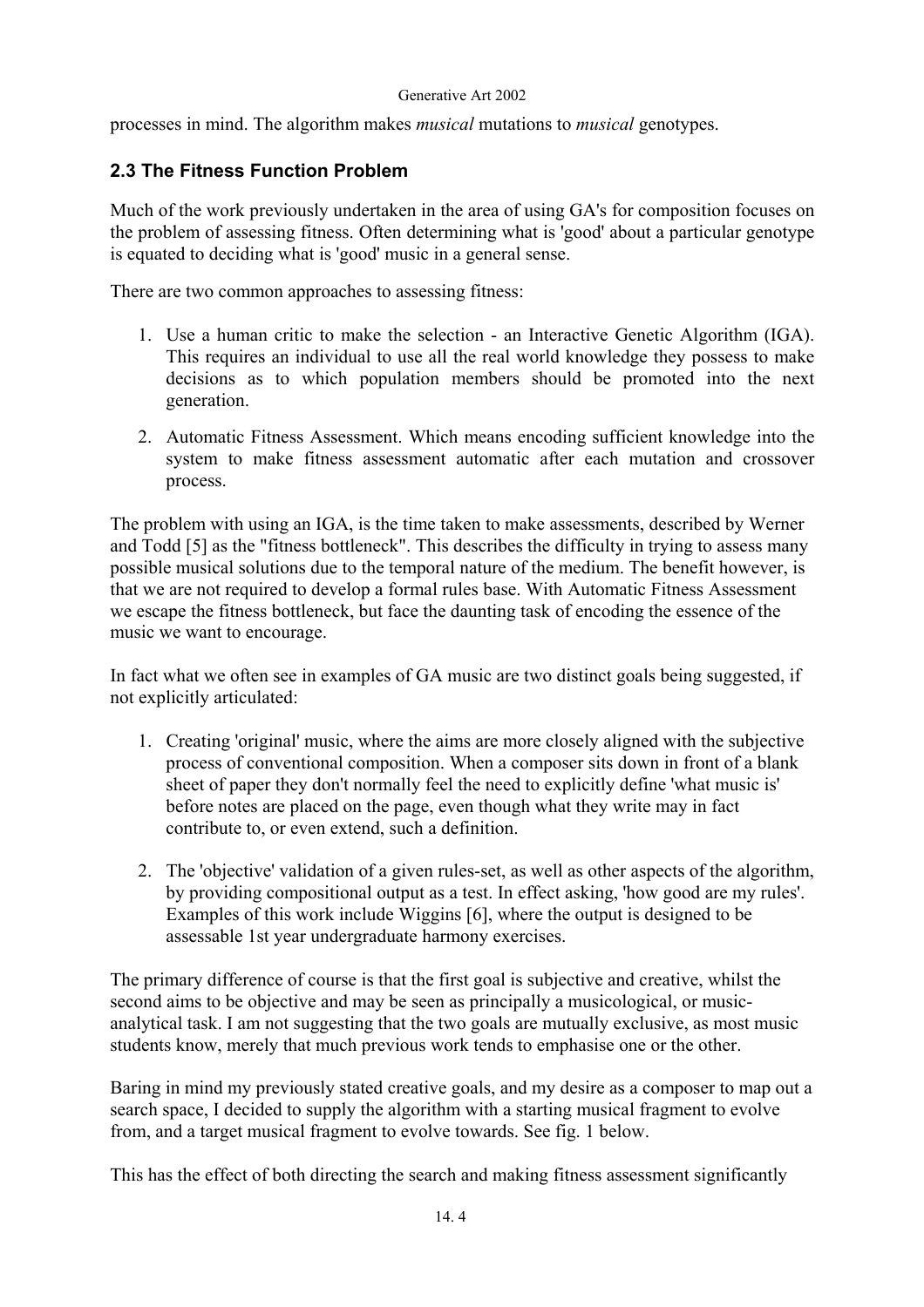processes in mind. The algorithm makes *musical* mutations to *musical* genotypes.

### 2.3 The Fitness Function Problem

Much of the work previously undertaken in the area of using GA's for composition focuses on the problem of assessing fitness. Often determining what is 'good' about a particular genotype is equated to deciding what is 'good' music in a general sense.

There are two common approaches to assessing fitness:

1. Use a human critic to make the selection - an Interactive Genetic Algorithm (IGA). This requires an individual to use all the real world knowledge they possess to make decisions as to which population members should be promoted into the next generation.
2. Automatic Fitness Assessment. Which means encoding sufficient knowledge into the system to make fitness assessment automatic after each mutation and crossover process.

The problem with using an IGA, is the time taken to make assessments, described by Werner and Todd [5] as the "fitness bottleneck". This describes the difficulty in trying to assess many possible musical solutions due to the temporal nature of the medium. The benefit however, is that we are not required to develop a formal rules base. With Automatic Fitness Assessment we escape the fitness bottleneck, but face the daunting task of encoding the essence of the music we want to encourage.

In fact what we often see in examples of GA music are two distinct goals being suggested, if not explicitly articulated:

1. Creating 'original' music, where the aims are more closely aligned with the subjective process of conventional composition. When a composer sits down in front of a blank sheet of paper they don't normally feel the need to explicitly define 'what music is' before notes are placed on the page, even though what they write may in fact contribute to, or even extend, such a definition.
2. The 'objective' validation of a given rules-set, as well as other aspects of the algorithm, by providing compositional output as a test. In effect asking, 'how good are my rules'. Examples of this work include Wiggins [6], where the output is designed to be assessable 1st year undergraduate harmony exercises.

The primary difference of course is that the first goal is subjective and creative, whilst the second aims to be objective and may be seen as principally a musicological, or music-analytical task. I am not suggesting that the two goals are mutually exclusive, as most music students know, merely that much previous work tends to emphasise one or the other.

Baring in mind my previously stated creative goals, and my desire as a composer to map out a search space, I decided to supply the algorithm with a starting musical fragment to evolve from, and a target musical fragment to evolve towards. See fig. 1 below.

This has the effect of both directing the search and making fitness assessment significantly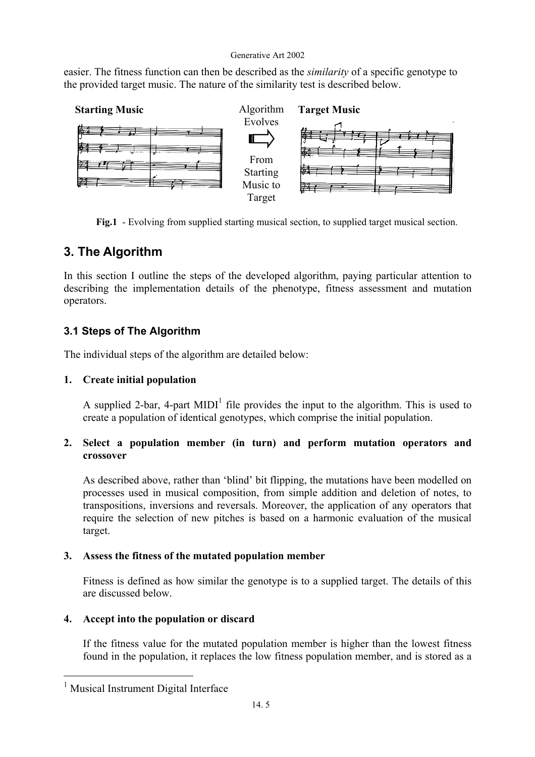easier. The fitness function can then be described as the *similarity* of a specific genotype to the provided target music. The nature of the similarity test is described below.

**Starting Music** Algorithm Evolves From Starting Music to Target **Target Music**

**Fig.1** - Evolving from supplied starting musical section, to supplied target musical section.

## 3. The Algorithm

In this section I outline the steps of the developed algorithm, paying particular attention to describing the implementation details of the phenotype, fitness assessment and mutation operators.

### 3.1 Steps of The Algorithm

The individual steps of the algorithm are detailed below:

1. **Create initial population**

   A supplied 2-bar, 4-part MIDI[1] file provides the input to the algorithm. This is used to create a population of identical genotypes, which comprise the initial population.

2. **Select a population member (in turn) and perform mutation operators and crossover**

   As described above, rather than 'blind' bit flipping, the mutations have been modelled on processes used in musical composition, from simple addition and deletion of notes, to transpositions, inversions and reversals. Moreover, the application of any operators that require the selection of new pitches is based on a harmonic evaluation of the musical target.

3. **Assess the fitness of the mutated population member**

   Fitness is defined as how similar the genotype is to a supplied target. The details of this are discussed below.

4. **Accept into the population or discard**

   If the fitness value for the mutated population member is higher than the lowest fitness found in the population, it replaces the low fitness population member, and is stored as a

[1] Musical Instrument Digital Interface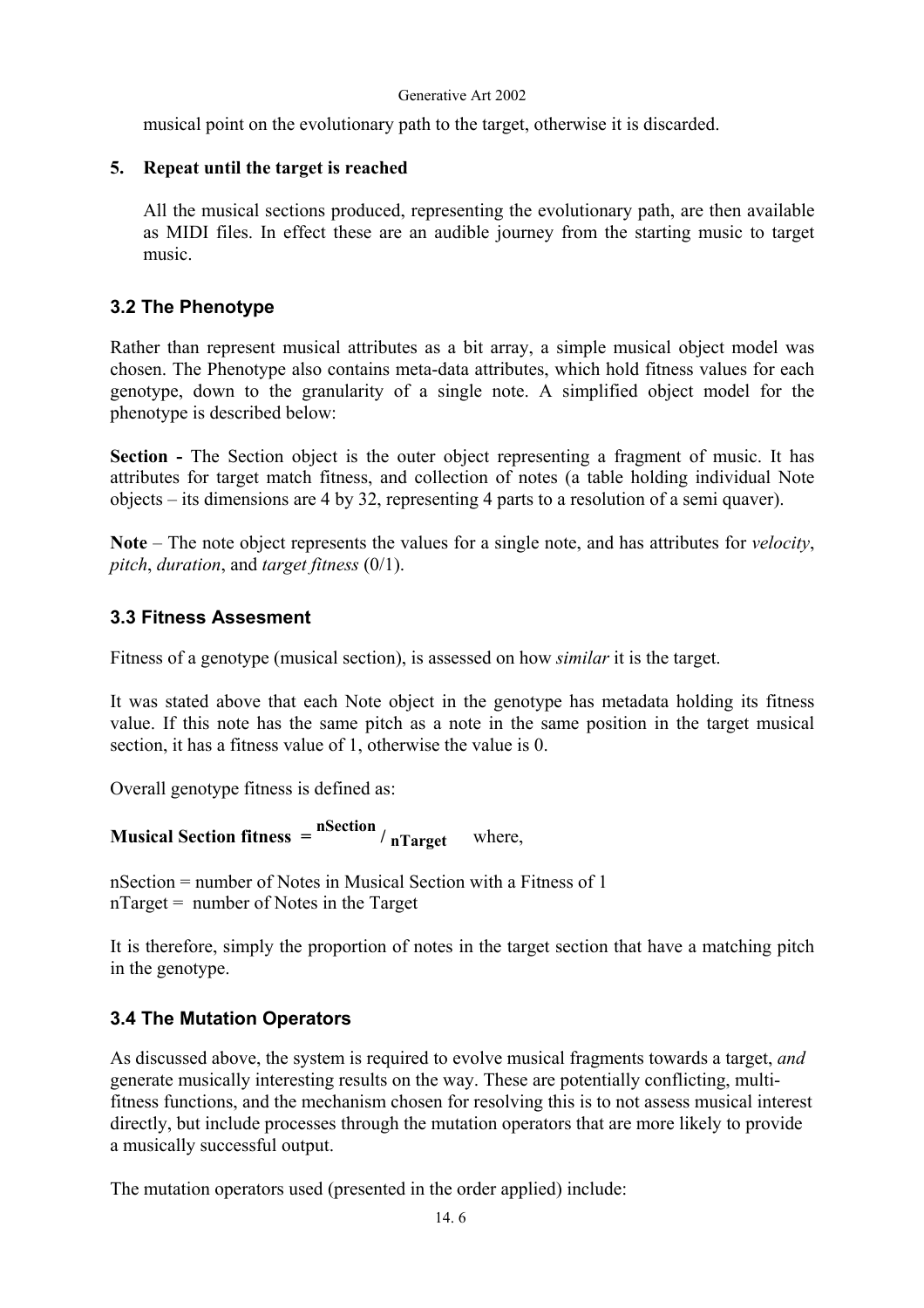musical point on the evolutionary path to the target, otherwise it is discarded.

5. **Repeat until the target is reached**

   All the musical sections produced, representing the evolutionary path, are then available as MIDI files. In effect these are an audible journey from the starting music to target music.

### 3.2 The Phenotype

Rather than represent musical attributes as a bit array, a simple musical object model was chosen. The Phenotype also contains meta-data attributes, which hold fitness values for each genotype, down to the granularity of a single note. A simplified object model for the phenotype is described below:

**Section -** The Section object is the outer object representing a fragment of music. It has attributes for target match fitness, and collection of notes (a table holding individual Note objects – its dimensions are 4 by 32, representing 4 parts to a resolution of a semi quaver).

**Note** – The note object represents the values for a single note, and has attributes for *velocity*, *pitch*, *duration*, and *target fitness* (0/1).

### 3.3 Fitness Assesment

Fitness of a genotype (musical section), is assessed on how *similar* it is the target.

It was stated above that each Note object in the genotype has metadata holding its fitness value. If this note has the same pitch as a note in the same position in the target musical section, it has a fitness value of 1, otherwise the value is 0.

Overall genotype fitness is defined as:

**Musical Section fitness** $= {}^{\mathbf{nSection}} / {}_{\mathbf{nTarget}}$ where,

nSection = number of Notes in Musical Section with a Fitness of 1
nTarget = number of Notes in the Target

It is therefore, simply the proportion of notes in the target section that have a matching pitch in the genotype.

### 3.4 The Mutation Operators

As discussed above, the system is required to evolve musical fragments towards a target, *and* generate musically interesting results on the way. These are potentially conflicting, multi-fitness functions, and the mechanism chosen for resolving this is to not assess musical interest directly, but include processes through the mutation operators that are more likely to provide a musically successful output.

The mutation operators used (presented in the order applied) include: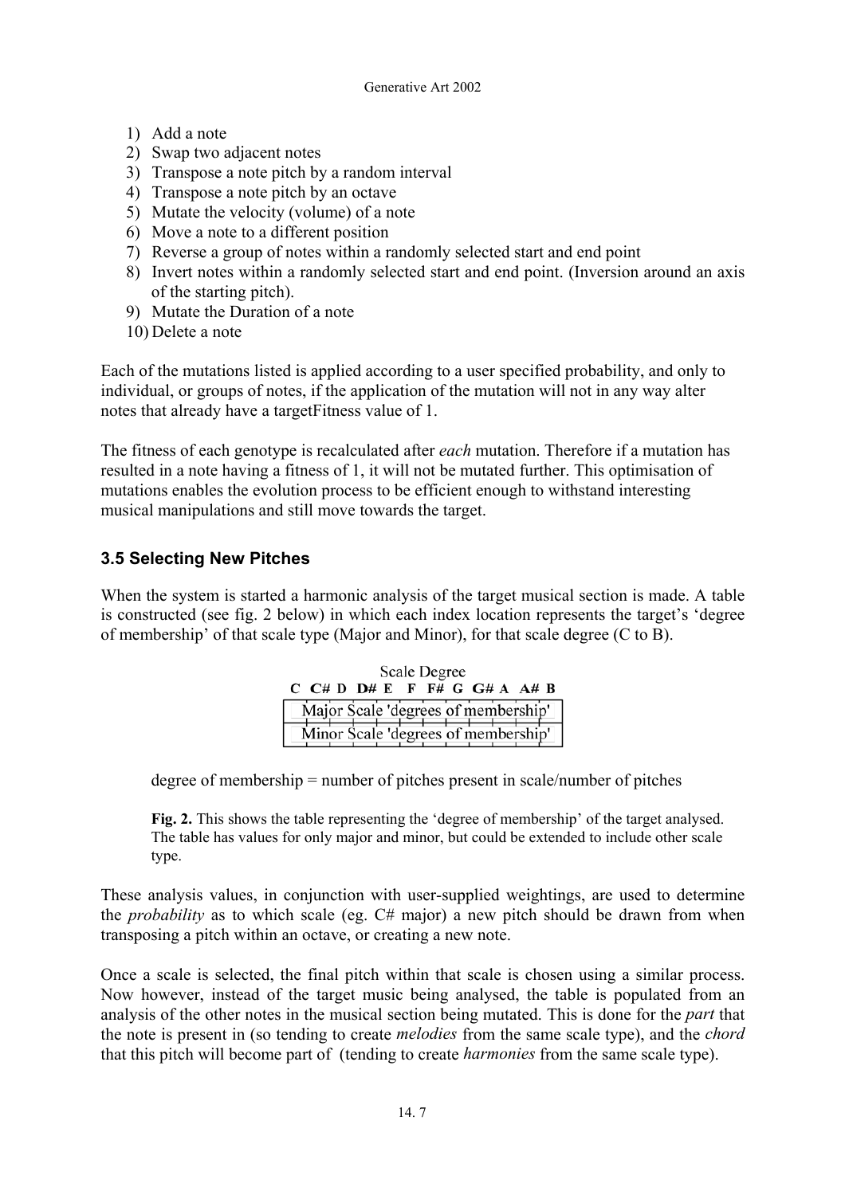1) Add a note
2) Swap two adjacent notes
3) Transpose a note pitch by a random interval
4) Transpose a note pitch by an octave
5) Mutate the velocity (volume) of a note
6) Move a note to a different position
7) Reverse a group of notes within a randomly selected start and end point
8) Invert notes within a randomly selected start and end point. (Inversion around an axis of the starting pitch).
9) Mutate the Duration of a note
10) Delete a note

Each of the mutations listed is applied according to a user specified probability, and only to individual, or groups of notes, if the application of the mutation will not in any way alter notes that already have a targetFitness value of 1.

The fitness of each genotype is recalculated after *each* mutation. Therefore if a mutation has resulted in a note having a fitness of 1, it will not be mutated further. This optimisation of mutations enables the evolution process to be efficient enough to withstand interesting musical manipulations and still move towards the target.

### 3.5 Selecting New Pitches

When the system is started a harmonic analysis of the target musical section is made. A table is constructed (see fig. 2 below) in which each index location represents the target's 'degree of membership' of that scale type (Major and Minor), for that scale degree (C to B).

| Scale Degree | | | | | | | | | | | |
|---|---|---|---|---|---|---|---|---|---|---|---|
| C | C# | D | D# | E | F | F# | G | G# | A | A# | B |
| Major Scale 'degrees of membership' | | | | | | | | | | | |
| Minor Scale 'degrees of membership' | | | | | | | | | | | |

degree of membership = number of pitches present in scale/number of pitches

**Fig. 2.** This shows the table representing the 'degree of membership' of the target analysed. The table has values for only major and minor, but could be extended to include other scale type.

These analysis values, in conjunction with user-supplied weightings, are used to determine the *probability* as to which scale (eg. C# major) a new pitch should be drawn from when transposing a pitch within an octave, or creating a new note.

Once a scale is selected, the final pitch within that scale is chosen using a similar process. Now however, instead of the target music being analysed, the table is populated from an analysis of the other notes in the musical section being mutated. This is done for the *part* that the note is present in (so tending to create *melodies* from the same scale type), and the *chord* that this pitch will become part of (tending to create *harmonies* from the same scale type).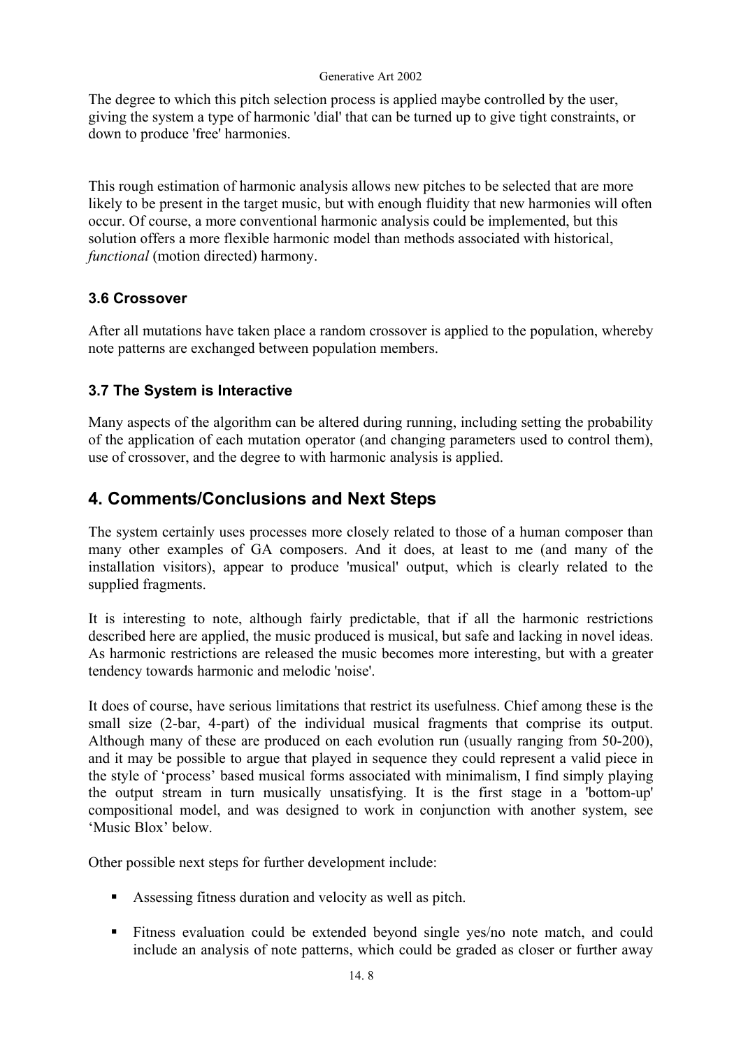The degree to which this pitch selection process is applied maybe controlled by the user, giving the system a type of harmonic 'dial' that can be turned up to give tight constraints, or down to produce 'free' harmonies.

This rough estimation of harmonic analysis allows new pitches to be selected that are more likely to be present in the target music, but with enough fluidity that new harmonies will often occur. Of course, a more conventional harmonic analysis could be implemented, but this solution offers a more flexible harmonic model than methods associated with historical, *functional* (motion directed) harmony.

### 3.6 Crossover

After all mutations have taken place a random crossover is applied to the population, whereby note patterns are exchanged between population members.

### 3.7 The System is Interactive

Many aspects of the algorithm can be altered during running, including setting the probability of the application of each mutation operator (and changing parameters used to control them), use of crossover, and the degree to with harmonic analysis is applied.

## 4. Comments/Conclusions and Next Steps

The system certainly uses processes more closely related to those of a human composer than many other examples of GA composers. And it does, at least to me (and many of the installation visitors), appear to produce 'musical' output, which is clearly related to the supplied fragments.

It is interesting to note, although fairly predictable, that if all the harmonic restrictions described here are applied, the music produced is musical, but safe and lacking in novel ideas. As harmonic restrictions are released the music becomes more interesting, but with a greater tendency towards harmonic and melodic 'noise'.

It does of course, have serious limitations that restrict its usefulness. Chief among these is the small size (2-bar, 4-part) of the individual musical fragments that comprise its output. Although many of these are produced on each evolution run (usually ranging from 50-200), and it may be possible to argue that played in sequence they could represent a valid piece in the style of 'process' based musical forms associated with minimalism, I find simply playing the output stream in turn musically unsatisfying. It is the first stage in a 'bottom-up' compositional model, and was designed to work in conjunction with another system, see 'Music Blox' below.

Other possible next steps for further development include:

- Assessing fitness duration and velocity as well as pitch.
- Fitness evaluation could be extended beyond single yes/no note match, and could include an analysis of note patterns, which could be graded as closer or further away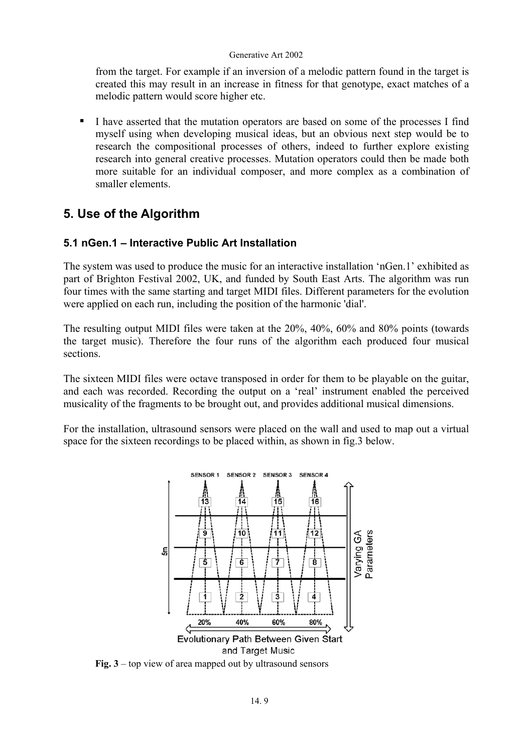from the target. For example if an inversion of a melodic pattern found in the target is created this may result in an increase in fitness for that genotype, exact matches of a melodic pattern would score higher etc.

- I have asserted that the mutation operators are based on some of the processes I find myself using when developing musical ideas, but an obvious next step would be to research the compositional processes of others, indeed to further explore existing research into general creative processes. Mutation operators could then be made both more suitable for an individual composer, and more complex as a combination of smaller elements.

## 5. Use of the Algorithm

### 5.1 nGen.1 – Interactive Public Art Installation

The system was used to produce the music for an interactive installation 'nGen.1' exhibited as part of Brighton Festival 2002, UK, and funded by South East Arts. The algorithm was run four times with the same starting and target MIDI files. Different parameters for the evolution were applied on each run, including the position of the harmonic 'dial'.

The resulting output MIDI files were taken at the 20%, 40%, 60% and 80% points (towards the target music). Therefore the four runs of the algorithm each produced four musical sections.

The sixteen MIDI files were octave transposed in order for them to be playable on the guitar, and each was recorded. Recording the output on a 'real' instrument enabled the perceived musicality of the fragments to be brought out, and provides additional musical dimensions.

For the installation, ultrasound sensors were placed on the wall and used to map out a virtual space for the sixteen recordings to be placed within, as shown in fig.3 below.

**Fig. 3** – top view of area mapped out by ultrasound sensors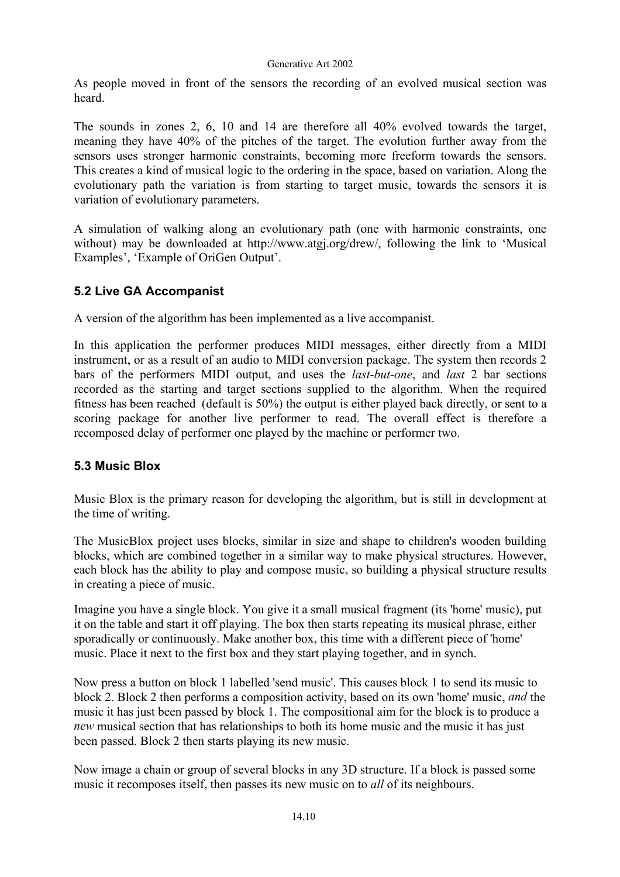As people moved in front of the sensors the recording of an evolved musical section was heard.

The sounds in zones 2, 6, 10 and 14 are therefore all 40% evolved towards the target, meaning they have 40% of the pitches of the target. The evolution further away from the sensors uses stronger harmonic constraints, becoming more freeform towards the sensors. This creates a kind of musical logic to the ordering in the space, based on variation. Along the evolutionary path the variation is from starting to target music, towards the sensors it is variation of evolutionary parameters.

A simulation of walking along an evolutionary path (one with harmonic constraints, one without) may be downloaded at http://www.atgj.org/drew/, following the link to 'Musical Examples', 'Example of OriGen Output'.

## 5.2 Live GA Accompanist

A version of the algorithm has been implemented as a live accompanist.

In this application the performer produces MIDI messages, either directly from a MIDI instrument, or as a result of an audio to MIDI conversion package. The system then records 2 bars of the performers MIDI output, and uses the *last-but-one*, and *last* 2 bar sections recorded as the starting and target sections supplied to the algorithm. When the required fitness has been reached (default is 50%) the output is either played back directly, or sent to a scoring package for another live performer to read. The overall effect is therefore a recomposed delay of performer one played by the machine or performer two.

## 5.3 Music Blox

Music Blox is the primary reason for developing the algorithm, but is still in development at the time of writing.

The MusicBlox project uses blocks, similar in size and shape to children's wooden building blocks, which are combined together in a similar way to make physical structures. However, each block has the ability to play and compose music, so building a physical structure results in creating a piece of music.

Imagine you have a single block. You give it a small musical fragment (its 'home' music), put it on the table and start it off playing. The box then starts repeating its musical phrase, either sporadically or continuously. Make another box, this time with a different piece of 'home' music. Place it next to the first box and they start playing together, and in synch.

Now press a button on block 1 labelled 'send music'. This causes block 1 to send its music to block 2. Block 2 then performs a composition activity, based on its own 'home' music, *and* the music it has just been passed by block 1. The compositional aim for the block is to produce a *new* musical section that has relationships to both its home music and the music it has just been passed. Block 2 then starts playing its new music.

Now image a chain or group of several blocks in any 3D structure. If a block is passed some music it recomposes itself, then passes its new music on to *all* of its neighbours.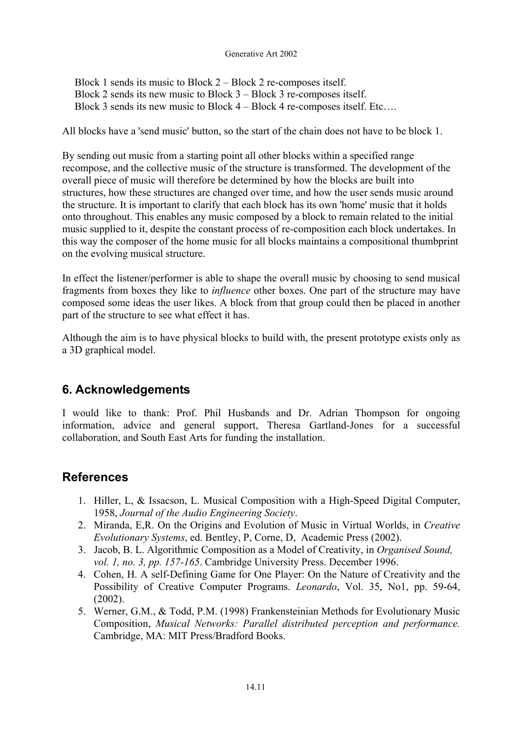Block 1 sends its music to Block 2 – Block 2 re-composes itself.
Block 2 sends its new music to Block 3 – Block 3 re-composes itself.
Block 3 sends its new music to Block 4 – Block 4 re-composes itself. Etc….

All blocks have a 'send music' button, so the start of the chain does not have to be block 1.

By sending out music from a starting point all other blocks within a specified range recompose, and the collective music of the structure is transformed. The development of the overall piece of music will therefore be determined by how the blocks are built into structures, how these structures are changed over time, and how the user sends music around the structure. It is important to clarify that each block has its own 'home' music that it holds onto throughout. This enables any music composed by a block to remain related to the initial music supplied to it, despite the constant process of re-composition each block undertakes. In this way the composer of the home music for all blocks maintains a compositional thumbprint on the evolving musical structure.

In effect the listener/performer is able to shape the overall music by choosing to send musical fragments from boxes they like to *influence* other boxes. One part of the structure may have composed some ideas the user likes. A block from that group could then be placed in another part of the structure to see what effect it has.

Although the aim is to have physical blocks to build with, the present prototype exists only as a 3D graphical model.

## 6. Acknowledgements

I would like to thank: Prof. Phil Husbands and Dr. Adrian Thompson for ongoing information, advice and general support, Theresa Gartland-Jones for a successful collaboration, and South East Arts for funding the installation.

## References

1. Hiller, L, & Issacson, L. Musical Composition with a High-Speed Digital Computer, 1958, *Journal of the Audio Engineering Society*.
2. Miranda, E,R. On the Origins and Evolution of Music in Virtual Worlds, in *Creative Evolutionary Systems*, ed. Bentley, P, Corne, D, Academic Press (2002).
3. Jacob, B. L. Algorithmic Composition as a Model of Creativity, in *Organised Sound, vol. 1, no. 3, pp. 157-165*. Cambridge University Press. December 1996.
4. Cohen, H. A self-Defining Game for One Player: On the Nature of Creativity and the Possibility of Creative Computer Programs. *Leonardo*, Vol. 35, No1, pp. 59-64, (2002).
5. Werner, G.M., & Todd, P.M. (1998) Frankensteinian Methods for Evolutionary Music Composition, *Musical Networks: Parallel distributed perception and performance.* Cambridge, MA: MIT Press/Bradford Books.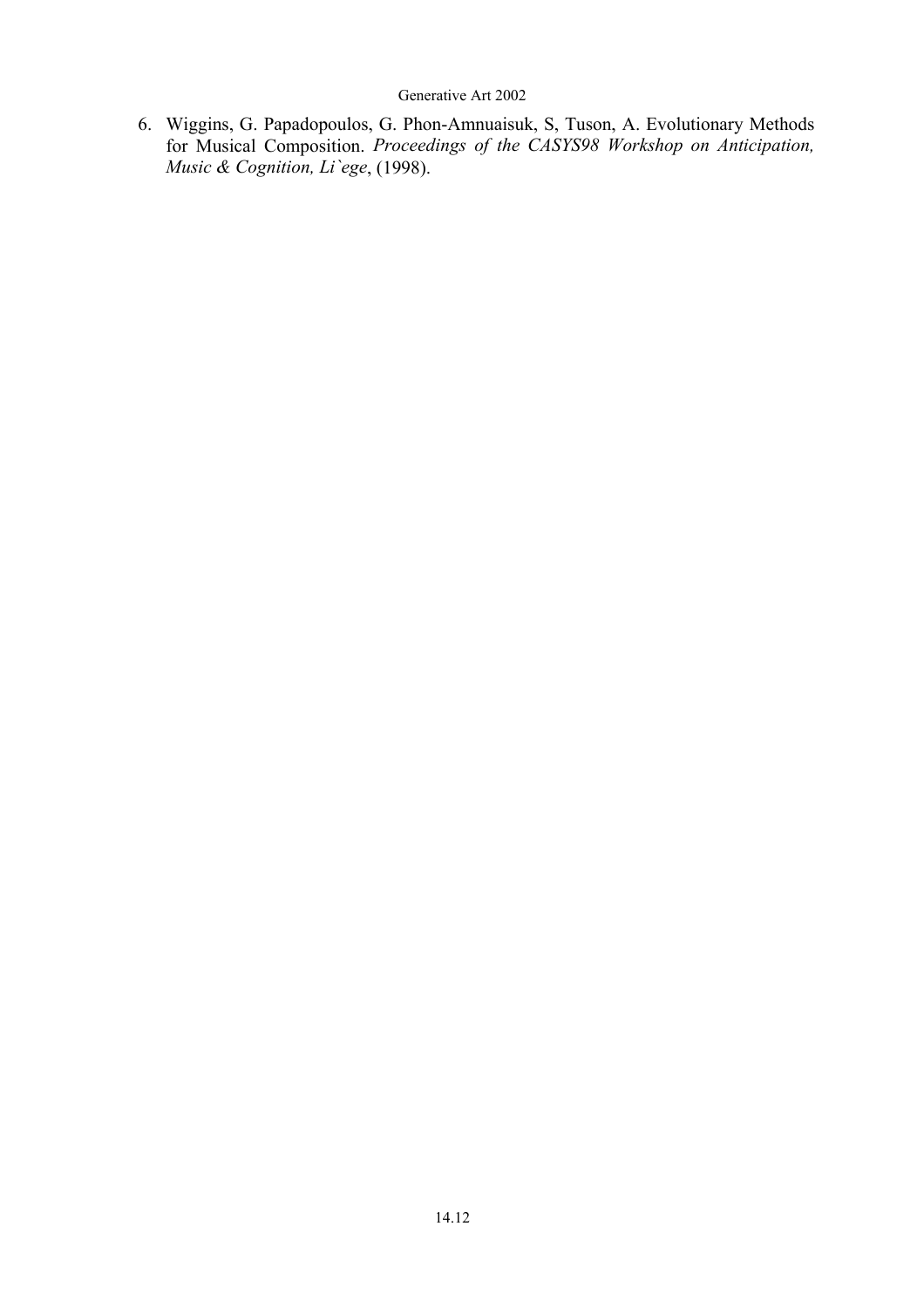6. Wiggins, G. Papadopoulos, G. Phon-Amnuaisuk, S, Tuson, A. Evolutionary Methods for Musical Composition. *Proceedings of the CASYS98 Workshop on Anticipation, Music & Cognition, Li`ege*, (1998).